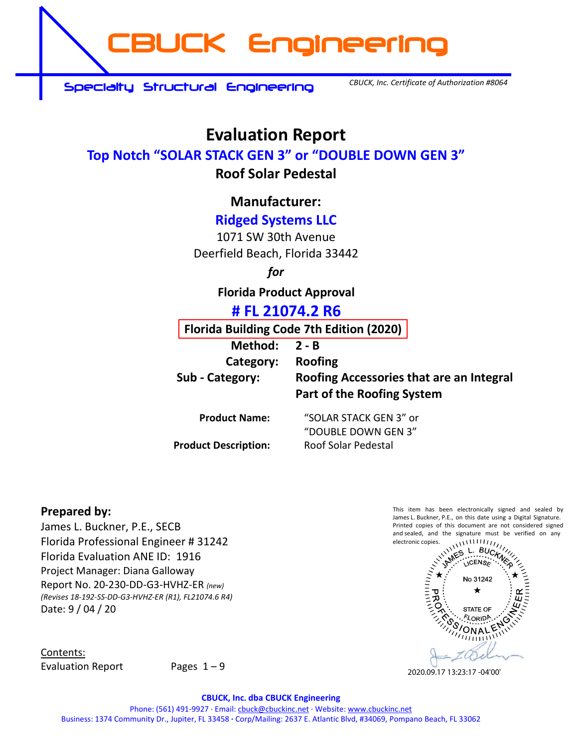# CBUCK Engineering

Specialty Structural Engineering

*CBUCK, Inc. Certificate of Authorization #8064*

# Evaluation Report

## Top Notch "SOLAR STACK GEN 3" or "DOUBLE DOWN GEN 3"

**Roof Solar Pedestal**

## Manufacturer:

**Ridged Systems LLC**

1071 SW 30th Avenue
Deerfield Beach, Florida 33442

*for*

**Florida Product Approval**

## # FL 21074.2 R6

**Florida Building Code 7th Edition (2020)**

**Method:** 2 - B
**Category:** Roofing
**Sub - Category:** Roofing Accessories that are an Integral Part of the Roofing System

**Product Name:** "SOLAR STACK GEN 3" or "DOUBLE DOWN GEN 3"
**Product Description:** Roof Solar Pedestal

**Prepared by:**

James L. Buckner, P.E., SECB
Florida Professional Engineer # 31242
Florida Evaluation ANE ID: 1916
Project Manager: Diana Galloway
Report No. 20-230-DD-G3-HVHZ-ER *(new)*
*(Revises 18-192-SS-DD-G3-HVHZ-ER (R1), FL21074.6 R4)*
Date: 9 / 04 / 20

This item has been electronically signed and sealed by James L. Buckner, P.E., on this date using a Digital Signature. Printed copies of this document are not considered signed and sealed, and the signature must be verified on any electronic copies.

JAMES L. BUCKNER LICENSE No 31242 STATE OF FLORIDA PROFESSIONAL ENGINEER

2020.09.17 13:23:17 -04'00'

Contents:

| Evaluation Report | Pages 1 – 9 |
|---|---|

**CBUCK, Inc. dba CBUCK Engineering**

Phone: (561) 491-9927 · Email: cbuck@cbuckinc.net · Website: www.cbuckinc.net
Business: 1374 Community Dr., Jupiter, FL 33458 · Corp/Mailing: 2637 E. Atlantic Blvd, #34069, Pompano Beach, FL 33062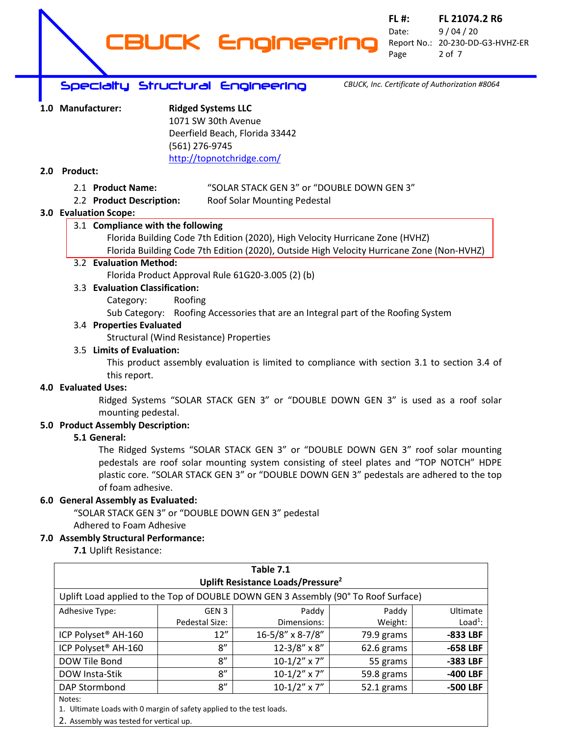**1.0 Manufacturer:** **Ridged Systems LLC**
1071 SW 30th Avenue
Deerfield Beach, Florida 33442
(561) 276-9745
http://topnotchridge.com/

**2.0 Product:**

2.1 **Product Name:** "SOLAR STACK GEN 3" or "DOUBLE DOWN GEN 3"

2.2 **Product Description:** Roof Solar Mounting Pedestal

**3.0 Evaluation Scope:**

3.1 **Compliance with the following**
Florida Building Code 7th Edition (2020), High Velocity Hurricane Zone (HVHZ)
Florida Building Code 7th Edition (2020), Outside High Velocity Hurricane Zone (Non-HVHZ)

3.2 **Evaluation Method:**
Florida Product Approval Rule 61G20-3.005 (2) (b)

3.3 **Evaluation Classification:**
Category: Roofing
Sub Category: Roofing Accessories that are an Integral part of the Roofing System

3.4 **Properties Evaluated**
Structural (Wind Resistance) Properties

3.5 **Limits of Evaluation:**
This product assembly evaluation is limited to compliance with section 3.1 to section 3.4 of this report.

**4.0 Evaluated Uses:**

Ridged Systems "SOLAR STACK GEN 3" or "DOUBLE DOWN GEN 3" is used as a roof solar mounting pedestal.

**5.0 Product Assembly Description:**

**5.1 General:**

The Ridged Systems "SOLAR STACK GEN 3" or "DOUBLE DOWN GEN 3" roof solar mounting pedestals are roof solar mounting system consisting of steel plates and "TOP NOTCH" HDPE plastic core. "SOLAR STACK GEN 3" or "DOUBLE DOWN GEN 3" pedestals are adhered to the top of foam adhesive.

**6.0 General Assembly as Evaluated:**

"SOLAR STACK GEN 3" or "DOUBLE DOWN GEN 3" pedestal
Adhered to Foam Adhesive

**7.0 Assembly Structural Performance:**

**7.1** Uplift Resistance:

**Table 7.1**
**Uplift Resistance Loads/Pressure[2]**

Uplift Load applied to the Top of DOUBLE DOWN GEN 3 Assembly (90° To Roof Surface)

| Adhesive Type: | GEN 3 Pedestal Size: | Paddy Dimensions: | Paddy Weight: | Ultimate Load[1]: |
|---|---|---|---|---|
| ICP Polyset® AH-160 | 12" | 16-5/8" x 8-7/8" | 79.9 grams | **-833 LBF** |
| ICP Polyset® AH-160 | 8" | 12-3/8" x 8" | 62.6 grams | **-658 LBF** |
| DOW Tile Bond | 8" | 10-1/2" x 7" | 55 grams | **-383 LBF** |
| DOW Insta-Stik | 8" | 10-1/2" x 7" | 59.8 grams | **-400 LBF** |
| DAP Stormbond | 8" | 10-1/2" x 7" | 52.1 grams | **-500 LBF** |

Notes:
1. Ultimate Loads with 0 margin of safety applied to the test loads.
2. Assembly was tested for vertical up.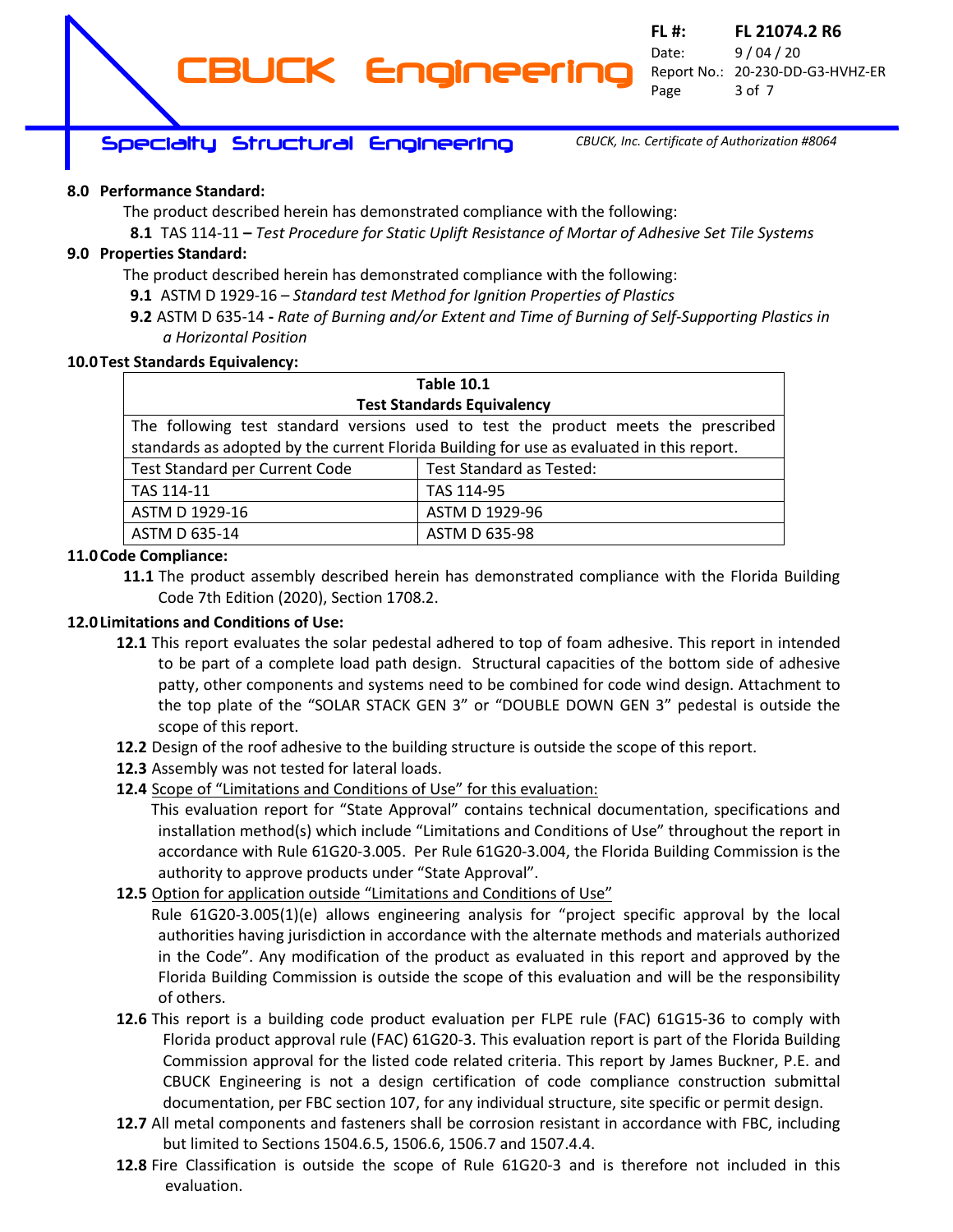**8.0 Performance Standard:**

The product described herein has demonstrated compliance with the following:

**8.1** TAS 114-11 **–** *Test Procedure for Static Uplift Resistance of Mortar of Adhesive Set Tile Systems*

**9.0 Properties Standard:**

The product described herein has demonstrated compliance with the following:

**9.1** ASTM D 1929-16 – *Standard test Method for Ignition Properties of Plastics*

**9.2** ASTM D 635-14 **-** *Rate of Burning and/or Extent and Time of Burning of Self-Supporting Plastics in a Horizontal Position*

**10.0 Test Standards Equivalency:**

| **Table 10.1 Test Standards Equivalency** | |
|---|---|
| The following test standard versions used to test the product meets the prescribed standards as adopted by the current Florida Building for use as evaluated in this report. | |
| Test Standard per Current Code | Test Standard as Tested: |
| TAS 114-11 | TAS 114-95 |
| ASTM D 1929-16 | ASTM D 1929-96 |
| ASTM D 635-14 | ASTM D 635-98 |

**11.0 Code Compliance:**

**11.1** The product assembly described herein has demonstrated compliance with the Florida Building Code 7th Edition (2020), Section 1708.2.

**12.0 Limitations and Conditions of Use:**

**12.1** This report evaluates the solar pedestal adhered to top of foam adhesive. This report in intended to be part of a complete load path design. Structural capacities of the bottom side of adhesive patty, other components and systems need to be combined for code wind design. Attachment to the top plate of the "SOLAR STACK GEN 3" or "DOUBLE DOWN GEN 3" pedestal is outside the scope of this report.

**12.2** Design of the roof adhesive to the building structure is outside the scope of this report.

**12.3** Assembly was not tested for lateral loads.

**12.4** Scope of "Limitations and Conditions of Use" for this evaluation:

This evaluation report for "State Approval" contains technical documentation, specifications and installation method(s) which include "Limitations and Conditions of Use" throughout the report in accordance with Rule 61G20-3.005. Per Rule 61G20-3.004, the Florida Building Commission is the authority to approve products under "State Approval".

**12.5** Option for application outside "Limitations and Conditions of Use"

Rule 61G20-3.005(1)(e) allows engineering analysis for "project specific approval by the local authorities having jurisdiction in accordance with the alternate methods and materials authorized in the Code". Any modification of the product as evaluated in this report and approved by the Florida Building Commission is outside the scope of this evaluation and will be the responsibility of others.

**12.6** This report is a building code product evaluation per FLPE rule (FAC) 61G15-36 to comply with Florida product approval rule (FAC) 61G20-3. This evaluation report is part of the Florida Building Commission approval for the listed code related criteria. This report by James Buckner, P.E. and CBUCK Engineering is not a design certification of code compliance construction submittal documentation, per FBC section 107, for any individual structure, site specific or permit design.

**12.7** All metal components and fasteners shall be corrosion resistant in accordance with FBC, including but limited to Sections 1504.6.5, 1506.6, 1506.7 and 1507.4.4.

**12.8** Fire Classification is outside the scope of Rule 61G20-3 and is therefore not included in this evaluation.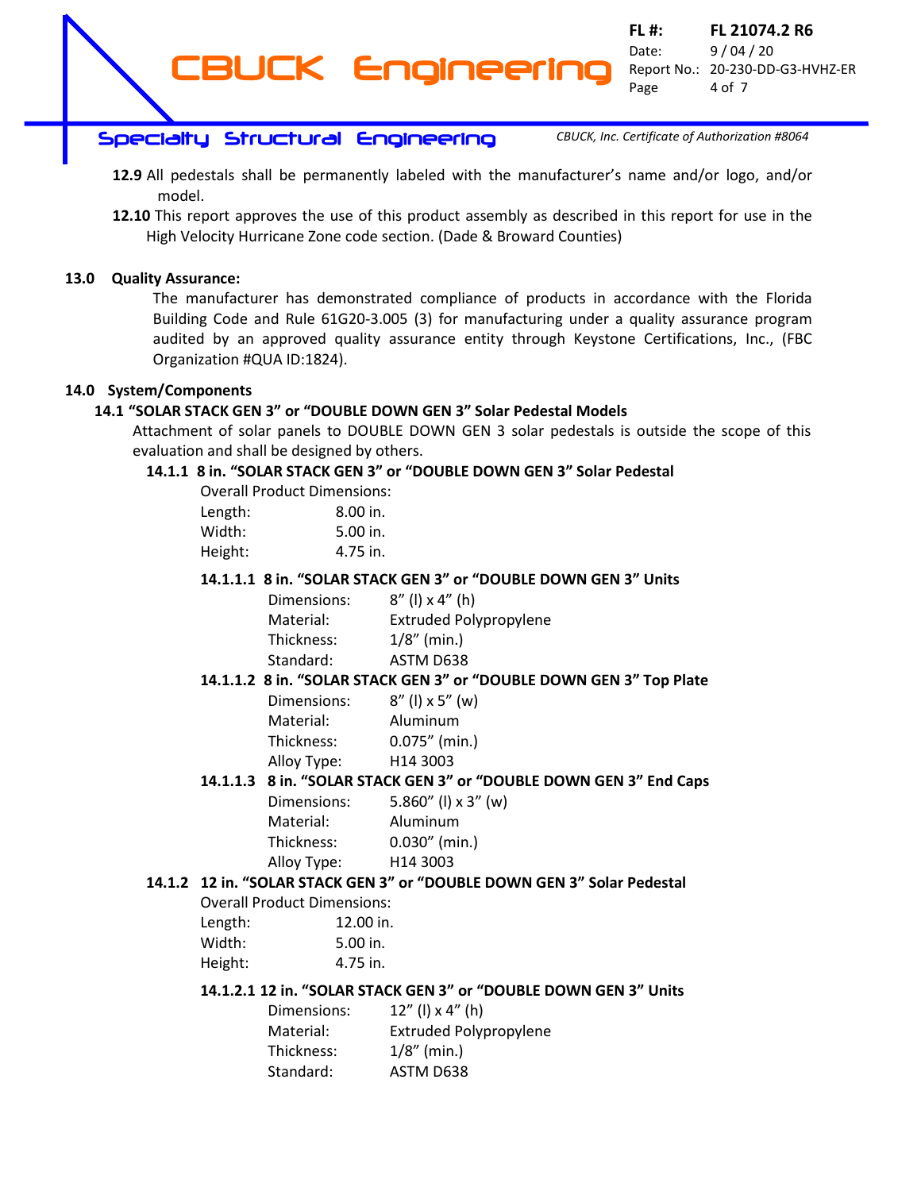**12.9** All pedestals shall be permanently labeled with the manufacturer's name and/or logo, and/or model.

**12.10** This report approves the use of this product assembly as described in this report for use in the High Velocity Hurricane Zone code section. (Dade & Broward Counties)

## 13.0 Quality Assurance:

The manufacturer has demonstrated compliance of products in accordance with the Florida Building Code and Rule 61G20-3.005 (3) for manufacturing under a quality assurance program audited by an approved quality assurance entity through Keystone Certifications, Inc., (FBC Organization #QUA ID:1824).

## 14.0 System/Components

### 14.1 "SOLAR STACK GEN 3" or "DOUBLE DOWN GEN 3" Solar Pedestal Models

Attachment of solar panels to DOUBLE DOWN GEN 3 solar pedestals is outside the scope of this evaluation and shall be designed by others.

#### 14.1.1 8 in. "SOLAR STACK GEN 3" or "DOUBLE DOWN GEN 3" Solar Pedestal

Overall Product Dimensions:

Length: 8.00 in.
Width: 5.00 in.
Height: 4.75 in.

**14.1.1.1 8 in. "SOLAR STACK GEN 3" or "DOUBLE DOWN GEN 3" Units**

Dimensions: 8" (l) x 4" (h)
Material: Extruded Polypropylene
Thickness: 1/8" (min.)
Standard: ASTM D638

**14.1.1.2 8 in. "SOLAR STACK GEN 3" or "DOUBLE DOWN GEN 3" Top Plate**

Dimensions: 8" (l) x 5" (w)
Material: Aluminum
Thickness: 0.075" (min.)
Alloy Type: H14 3003

**14.1.1.3 8 in. "SOLAR STACK GEN 3" or "DOUBLE DOWN GEN 3" End Caps**

Dimensions: 5.860" (l) x 3" (w)
Material: Aluminum
Thickness: 0.030" (min.)
Alloy Type: H14 3003

#### 14.1.2 12 in. "SOLAR STACK GEN 3" or "DOUBLE DOWN GEN 3" Solar Pedestal

Overall Product Dimensions:

Length: 12.00 in.
Width: 5.00 in.
Height: 4.75 in.

**14.1.2.1 12 in. "SOLAR STACK GEN 3" or "DOUBLE DOWN GEN 3" Units**

Dimensions: 12" (l) x 4" (h)
Material: Extruded Polypropylene
Thickness: 1/8" (min.)
Standard: ASTM D638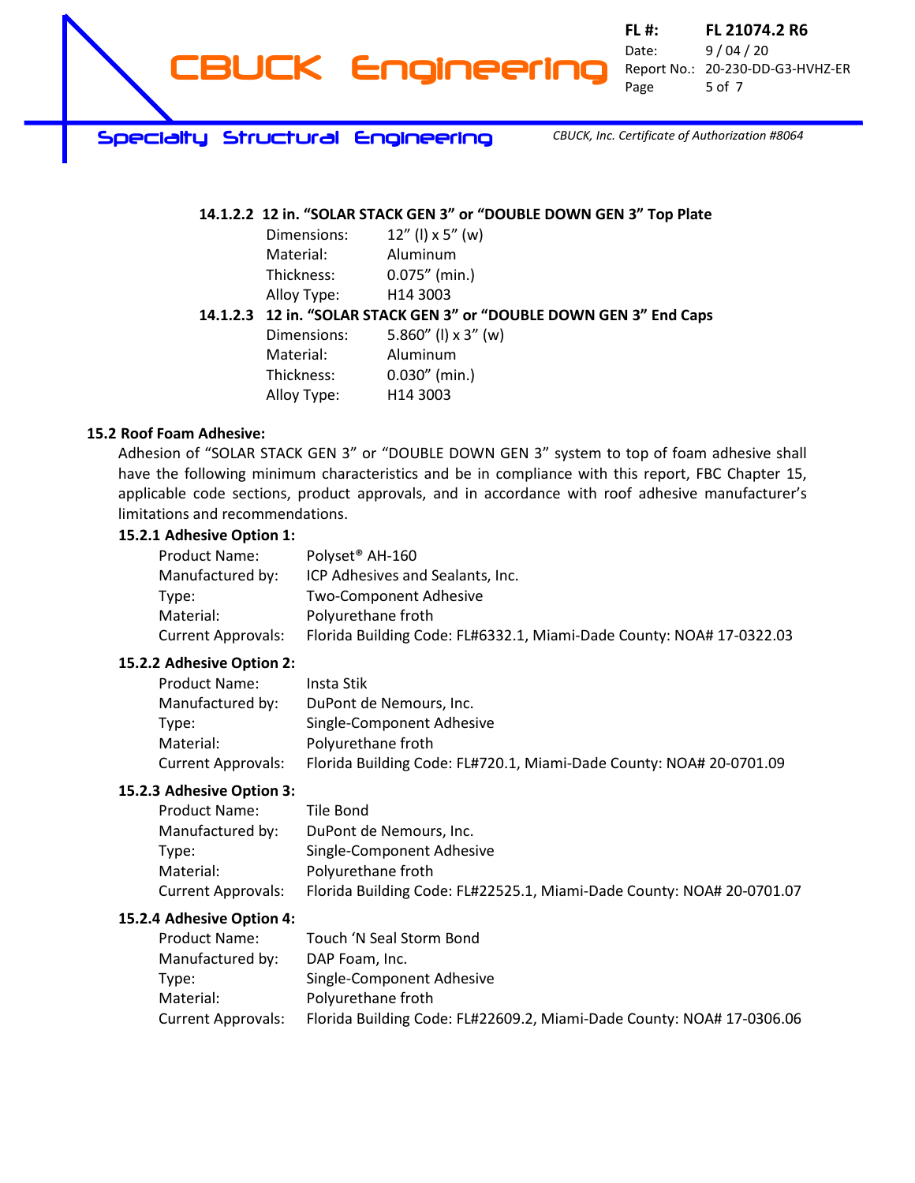#### 14.1.2.2 12 in. "SOLAR STACK GEN 3" or "DOUBLE DOWN GEN 3" Top Plate

| | |
|---|---|
| Dimensions: | 12" (l) x 5" (w) |
| Material: | Aluminum |
| Thickness: | 0.075" (min.) |
| Alloy Type: | H14 3003 |

#### 14.1.2.3 12 in. "SOLAR STACK GEN 3" or "DOUBLE DOWN GEN 3" End Caps

| | |
|---|---|
| Dimensions: | 5.860" (l) x 3" (w) |
| Material: | Aluminum |
| Thickness: | 0.030" (min.) |
| Alloy Type: | H14 3003 |

### 15.2 Roof Foam Adhesive:

Adhesion of "SOLAR STACK GEN 3" or "DOUBLE DOWN GEN 3" system to top of foam adhesive shall have the following minimum characteristics and be in compliance with this report, FBC Chapter 15, applicable code sections, product approvals, and in accordance with roof adhesive manufacturer's limitations and recommendations.

#### 15.2.1 Adhesive Option 1:

| | |
|---|---|
| Product Name: | Polyset® AH-160 |
| Manufactured by: | ICP Adhesives and Sealants, Inc. |
| Type: | Two-Component Adhesive |
| Material: | Polyurethane froth |
| Current Approvals: | Florida Building Code: FL#6332.1, Miami-Dade County: NOA# 17-0322.03 |

#### 15.2.2 Adhesive Option 2:

| | |
|---|---|
| Product Name: | Insta Stik |
| Manufactured by: | DuPont de Nemours, Inc. |
| Type: | Single-Component Adhesive |
| Material: | Polyurethane froth |
| Current Approvals: | Florida Building Code: FL#720.1, Miami-Dade County: NOA# 20-0701.09 |

#### 15.2.3 Adhesive Option 3:

| | |
|---|---|
| Product Name: | Tile Bond |
| Manufactured by: | DuPont de Nemours, Inc. |
| Type: | Single-Component Adhesive |
| Material: | Polyurethane froth |
| Current Approvals: | Florida Building Code: FL#22525.1, Miami-Dade County: NOA# 20-0701.07 |

#### 15.2.4 Adhesive Option 4:

| | |
|---|---|
| Product Name: | Touch 'N Seal Storm Bond |
| Manufactured by: | DAP Foam, Inc. |
| Type: | Single-Component Adhesive |
| Material: | Polyurethane froth |
| Current Approvals: | Florida Building Code: FL#22609.2, Miami-Dade County: NOA# 17-0306.06 |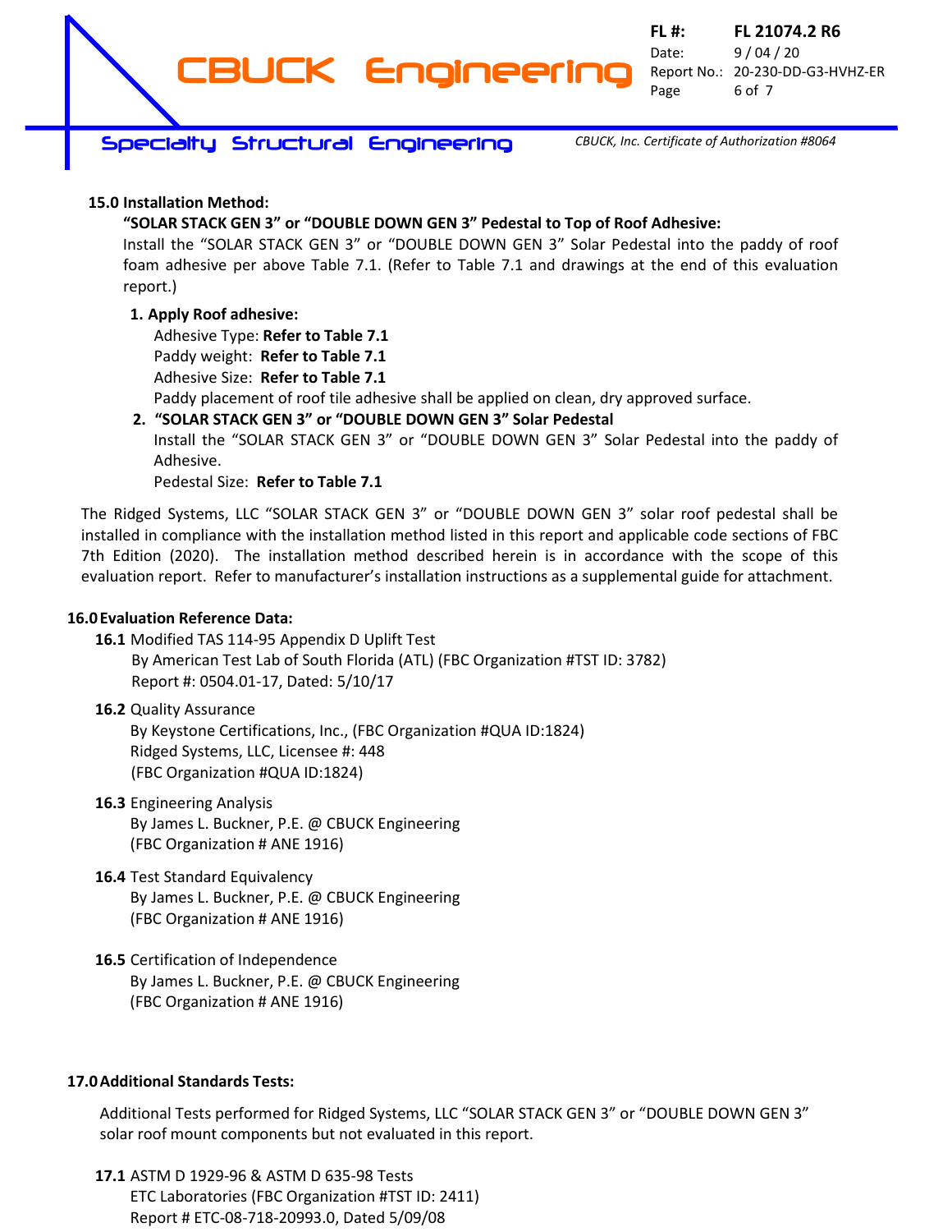**15.0 Installation Method:**

**"SOLAR STACK GEN 3" or "DOUBLE DOWN GEN 3" Pedestal to Top of Roof Adhesive:**

Install the "SOLAR STACK GEN 3" or "DOUBLE DOWN GEN 3" Solar Pedestal into the paddy of roof foam adhesive per above Table 7.1. (Refer to Table 7.1 and drawings at the end of this evaluation report.)

1. **Apply Roof adhesive:**
   Adhesive Type: **Refer to Table 7.1**
   Paddy weight: **Refer to Table 7.1**
   Adhesive Size: **Refer to Table 7.1**
   Paddy placement of roof tile adhesive shall be applied on clean, dry approved surface.
2. **"SOLAR STACK GEN 3" or "DOUBLE DOWN GEN 3" Solar Pedestal**
   Install the "SOLAR STACK GEN 3" or "DOUBLE DOWN GEN 3" Solar Pedestal into the paddy of Adhesive.
   Pedestal Size: **Refer to Table 7.1**

The Ridged Systems, LLC "SOLAR STACK GEN 3" or "DOUBLE DOWN GEN 3" solar roof pedestal shall be installed in compliance with the installation method listed in this report and applicable code sections of FBC 7th Edition (2020). The installation method described herein is in accordance with the scope of this evaluation report. Refer to manufacturer's installation instructions as a supplemental guide for attachment.

**16.0 Evaluation Reference Data:**

**16.1** Modified TAS 114-95 Appendix D Uplift Test
By American Test Lab of South Florida (ATL) (FBC Organization #TST ID: 3782)
Report #: 0504.01-17, Dated: 5/10/17

**16.2** Quality Assurance
By Keystone Certifications, Inc., (FBC Organization #QUA ID:1824)
Ridged Systems, LLC, Licensee #: 448
(FBC Organization #QUA ID:1824)

**16.3** Engineering Analysis
By James L. Buckner, P.E. @ CBUCK Engineering
(FBC Organization # ANE 1916)

**16.4** Test Standard Equivalency
By James L. Buckner, P.E. @ CBUCK Engineering
(FBC Organization # ANE 1916)

**16.5** Certification of Independence
By James L. Buckner, P.E. @ CBUCK Engineering
(FBC Organization # ANE 1916)

**17.0 Additional Standards Tests:**

Additional Tests performed for Ridged Systems, LLC "SOLAR STACK GEN 3" or "DOUBLE DOWN GEN 3" solar roof mount components but not evaluated in this report.

**17.1** ASTM D 1929-96 & ASTM D 635-98 Tests
ETC Laboratories (FBC Organization #TST ID: 2411)
Report # ETC-08-718-20993.0, Dated 5/09/08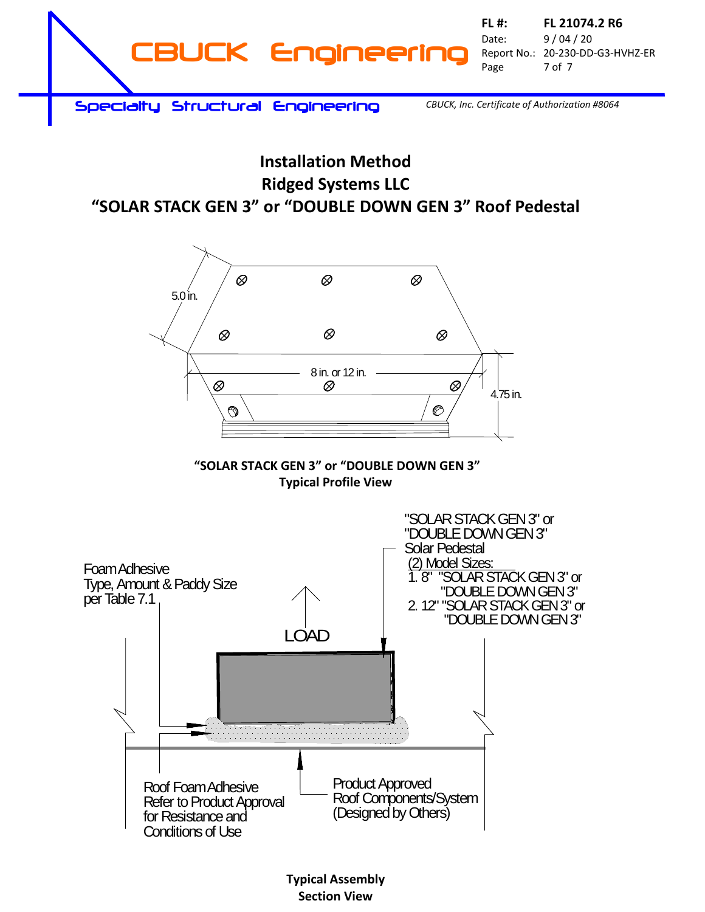# Installation Method

## Ridged Systems LLC

## "SOLAR STACK GEN 3" or "DOUBLE DOWN GEN 3" Roof Pedestal

5.0 in.

8 in. or 12 in.

4.75 in.

**"SOLAR STACK GEN 3" or "DOUBLE DOWN GEN 3"**
**Typical Profile View**

"SOLAR STACK GEN 3" or "DOUBLE DOWN GEN 3" Solar Pedestal
(2) Model Sizes:
1. 8" "SOLAR STACK GEN 3" or "DOUBLE DOWN GEN 3"
2. 12" "SOLAR STACK GEN 3" or "DOUBLE DOWN GEN 3"

Foam Adhesive Type, Amount & Paddy Size per Table 7.1

LOAD

Roof Foam Adhesive Refer to Product Approval for Resistance and Conditions of Use

Product Approved Roof Components/System (Designed by Others)

**Typical Assembly**
**Section View**